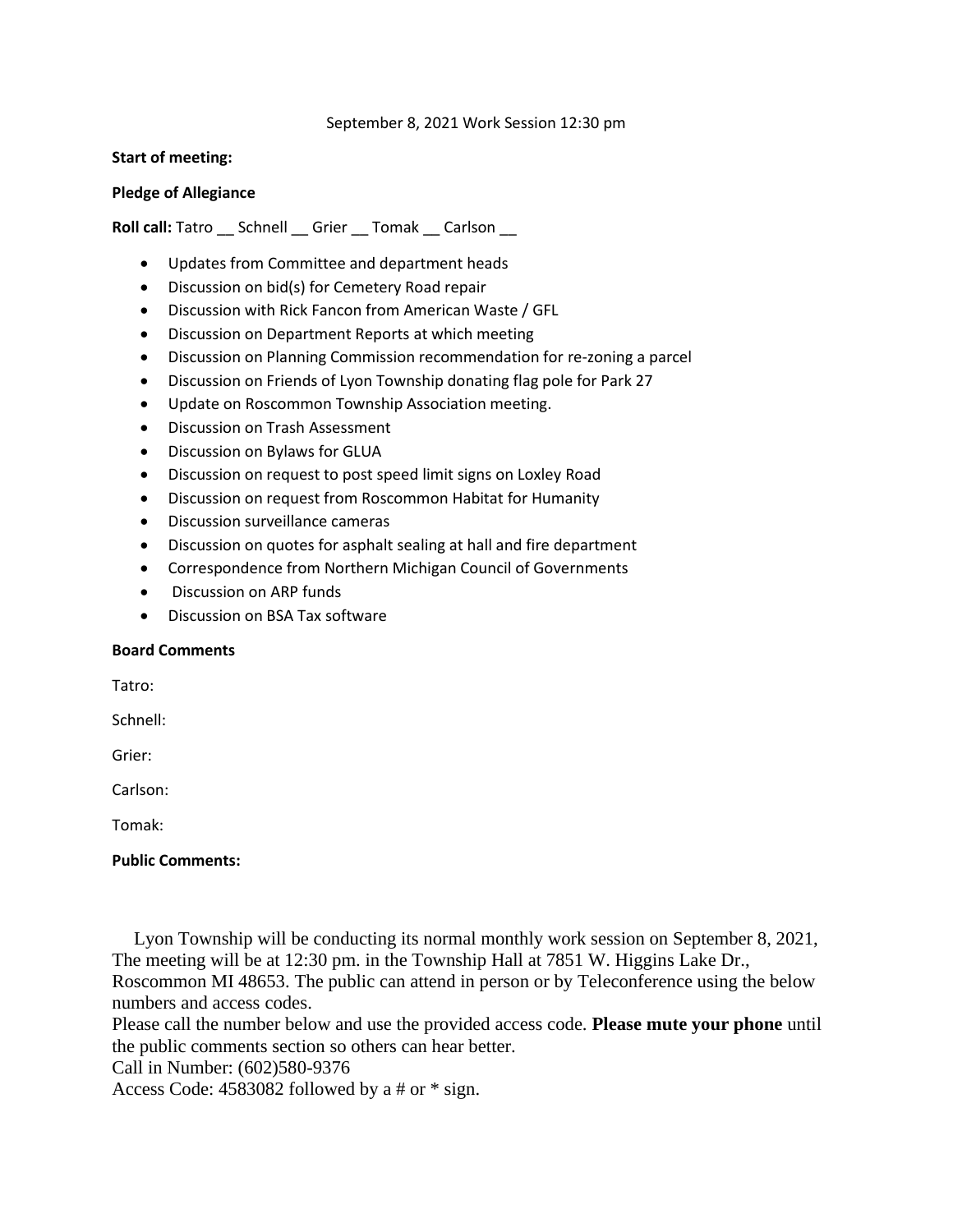September 8, 2021 Work Session 12:30 pm

**Start of meeting:**

**Pledge of Allegiance**

**Roll call:** Tatro __ Schnell __ Grier __ Tomak __ Carlson __

- Updates from Committee and department heads
- Discussion on bid(s) for Cemetery Road repair
- Discussion with Rick Fancon from American Waste / GFL
- Discussion on Department Reports at which meeting
- Discussion on Planning Commission recommendation for re-zoning a parcel
- Discussion on Friends of Lyon Township donating flag pole for Park 27
- Update on Roscommon Township Association meeting.
- Discussion on Trash Assessment
- Discussion on Bylaws for GLUA
- Discussion on request to post speed limit signs on Loxley Road
- Discussion on request from Roscommon Habitat for Humanity
- Discussion surveillance cameras
- Discussion on quotes for asphalt sealing at hall and fire department
- Correspondence from Northern Michigan Council of Governments
- Discussion on ARP funds
- Discussion on BSA Tax software

**Board Comments**

Tatro:

Schnell:

Grier:

Carlson:

Tomak:

**Public Comments:**

Lyon Township will be conducting its normal monthly work session on September 8, 2021, The meeting will be at 12:30 pm. in the Township Hall at 7851 W. Higgins Lake Dr., Roscommon MI 48653. The public can attend in person or by Teleconference using the below numbers and access codes.

Please call the number below and use the provided access code. **Please mute your phone** until the public comments section so others can hear better.

Call in Number: (602)580-9376

Access Code: 4583082 followed by a # or * sign.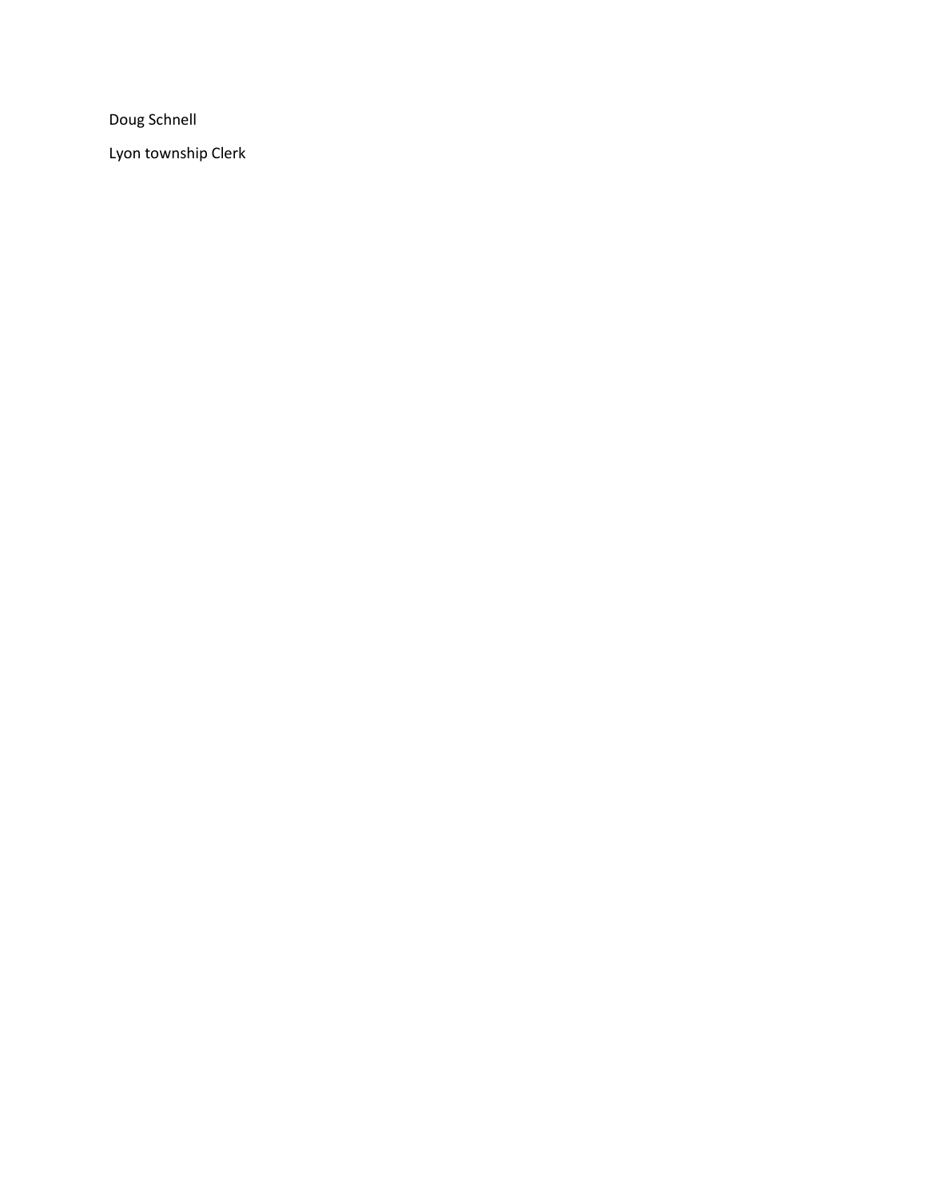Doug Schnell

Lyon township Clerk